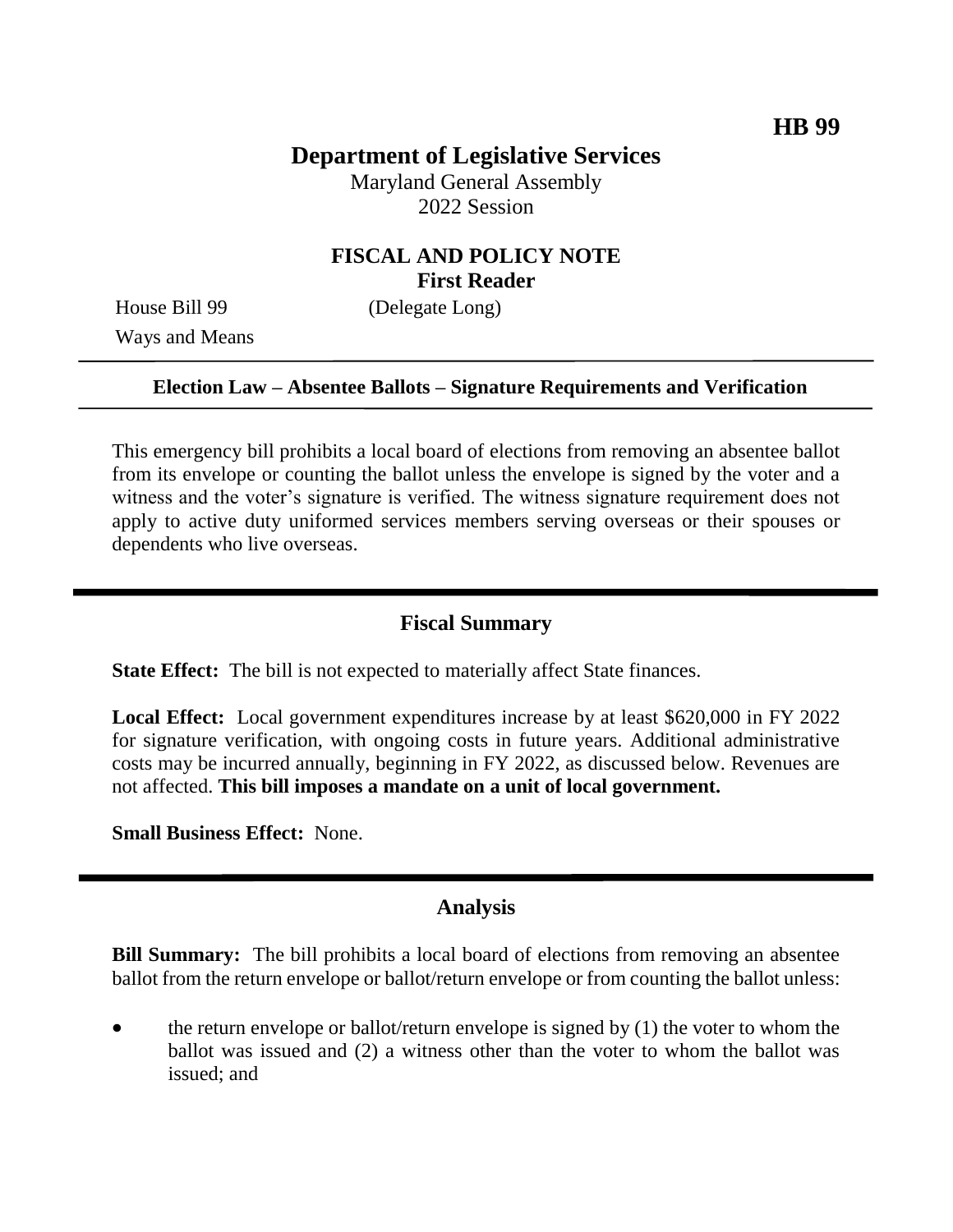HB 99

# Department of Legislative Services

Maryland General Assembly
2022 Session

## FISCAL AND POLICY NOTE
**First Reader**

House Bill 99 (Delegate Long)
Ways and Means

**Election Law – Absentee Ballots – Signature Requirements and Verification**

This emergency bill prohibits a local board of elections from removing an absentee ballot from its envelope or counting the ballot unless the envelope is signed by the voter and a witness and the voter's signature is verified. The witness signature requirement does not apply to active duty uniformed services members serving overseas or their spouses or dependents who live overseas.

## Fiscal Summary

**State Effect:** The bill is not expected to materially affect State finances.

**Local Effect:** Local government expenditures increase by at least $620,000 in FY 2022 for signature verification, with ongoing costs in future years. Additional administrative costs may be incurred annually, beginning in FY 2022, as discussed below. Revenues are not affected. **This bill imposes a mandate on a unit of local government.**

**Small Business Effect:** None.

## Analysis

**Bill Summary:** The bill prohibits a local board of elections from removing an absentee ballot from the return envelope or ballot/return envelope or from counting the ballot unless:

- the return envelope or ballot/return envelope is signed by (1) the voter to whom the ballot was issued and (2) a witness other than the voter to whom the ballot was issued; and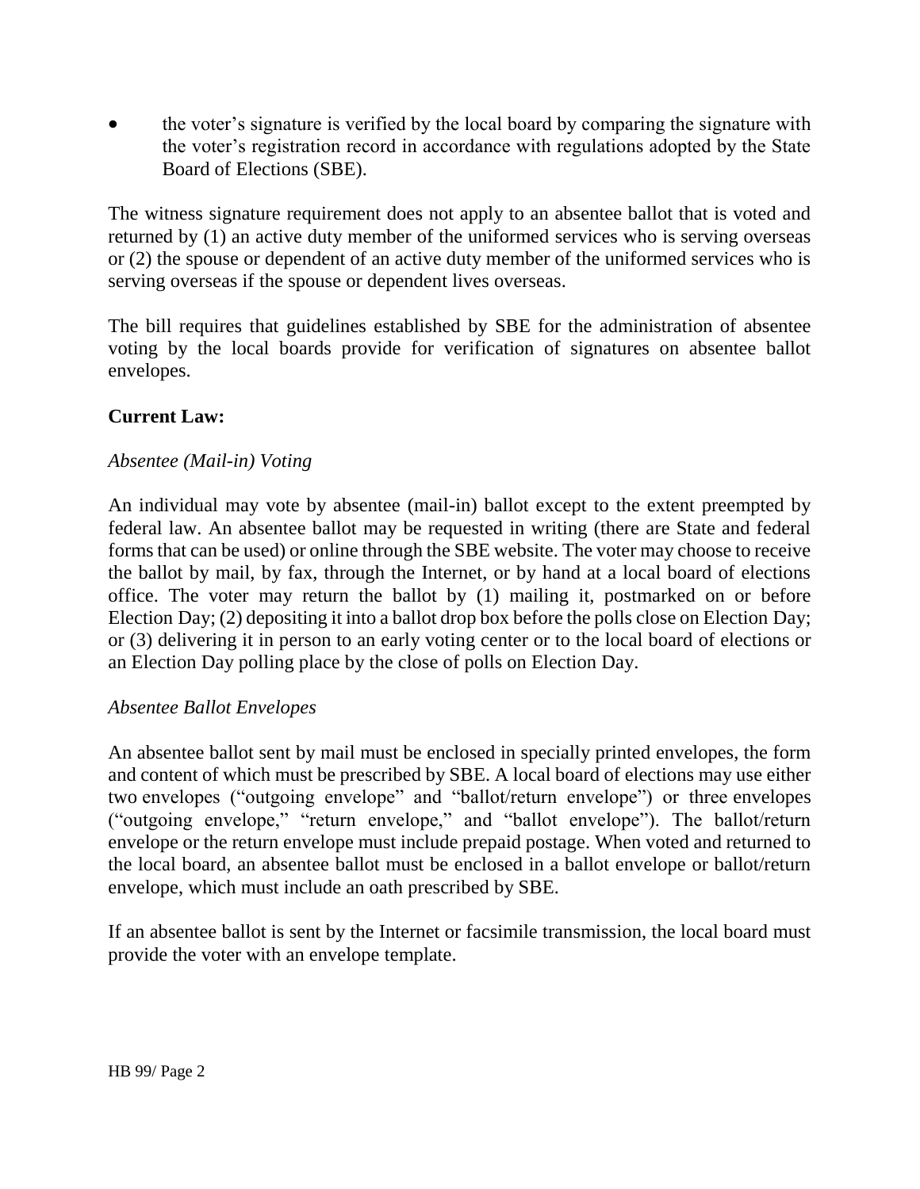- the voter's signature is verified by the local board by comparing the signature with the voter's registration record in accordance with regulations adopted by the State Board of Elections (SBE).

The witness signature requirement does not apply to an absentee ballot that is voted and returned by (1) an active duty member of the uniformed services who is serving overseas or (2) the spouse or dependent of an active duty member of the uniformed services who is serving overseas if the spouse or dependent lives overseas.

The bill requires that guidelines established by SBE for the administration of absentee voting by the local boards provide for verification of signatures on absentee ballot envelopes.

**Current Law:**

*Absentee (Mail-in) Voting*

An individual may vote by absentee (mail-in) ballot except to the extent preempted by federal law. An absentee ballot may be requested in writing (there are State and federal forms that can be used) or online through the SBE website. The voter may choose to receive the ballot by mail, by fax, through the Internet, or by hand at a local board of elections office. The voter may return the ballot by (1) mailing it, postmarked on or before Election Day; (2) depositing it into a ballot drop box before the polls close on Election Day; or (3) delivering it in person to an early voting center or to the local board of elections or an Election Day polling place by the close of polls on Election Day.

*Absentee Ballot Envelopes*

An absentee ballot sent by mail must be enclosed in specially printed envelopes, the form and content of which must be prescribed by SBE. A local board of elections may use either two envelopes ("outgoing envelope" and "ballot/return envelope") or three envelopes ("outgoing envelope," "return envelope," and "ballot envelope"). The ballot/return envelope or the return envelope must include prepaid postage. When voted and returned to the local board, an absentee ballot must be enclosed in a ballot envelope or ballot/return envelope, which must include an oath prescribed by SBE.

If an absentee ballot is sent by the Internet or facsimile transmission, the local board must provide the voter with an envelope template.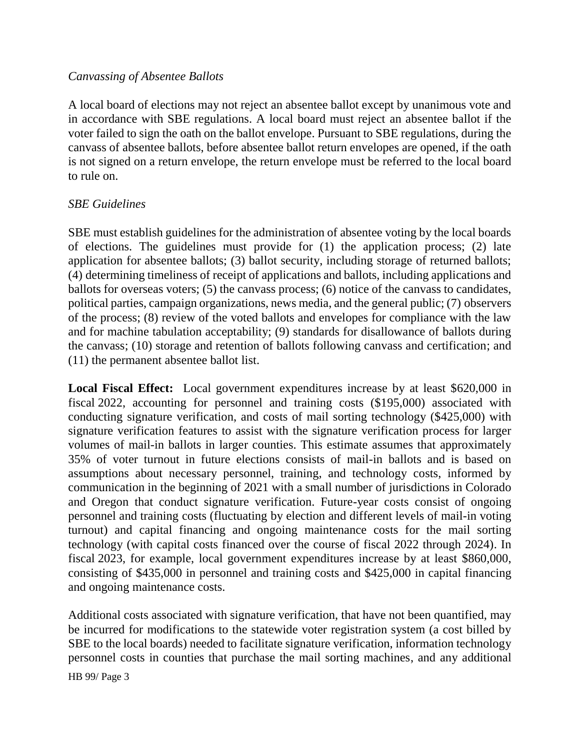*Canvassing of Absentee Ballots*

A local board of elections may not reject an absentee ballot except by unanimous vote and in accordance with SBE regulations. A local board must reject an absentee ballot if the voter failed to sign the oath on the ballot envelope. Pursuant to SBE regulations, during the canvass of absentee ballots, before absentee ballot return envelopes are opened, if the oath is not signed on a return envelope, the return envelope must be referred to the local board to rule on.

*SBE Guidelines*

SBE must establish guidelines for the administration of absentee voting by the local boards of elections. The guidelines must provide for (1) the application process; (2) late application for absentee ballots; (3) ballot security, including storage of returned ballots; (4) determining timeliness of receipt of applications and ballots, including applications and ballots for overseas voters; (5) the canvass process; (6) notice of the canvass to candidates, political parties, campaign organizations, news media, and the general public; (7) observers of the process; (8) review of the voted ballots and envelopes for compliance with the law and for machine tabulation acceptability; (9) standards for disallowance of ballots during the canvass; (10) storage and retention of ballots following canvass and certification; and (11) the permanent absentee ballot list.

**Local Fiscal Effect:** Local government expenditures increase by at least $620,000 in fiscal 2022, accounting for personnel and training costs ($195,000) associated with conducting signature verification, and costs of mail sorting technology ($425,000) with signature verification features to assist with the signature verification process for larger volumes of mail-in ballots in larger counties. This estimate assumes that approximately 35% of voter turnout in future elections consists of mail-in ballots and is based on assumptions about necessary personnel, training, and technology costs, informed by communication in the beginning of 2021 with a small number of jurisdictions in Colorado and Oregon that conduct signature verification. Future-year costs consist of ongoing personnel and training costs (fluctuating by election and different levels of mail-in voting turnout) and capital financing and ongoing maintenance costs for the mail sorting technology (with capital costs financed over the course of fiscal 2022 through 2024). In fiscal 2023, for example, local government expenditures increase by at least $860,000, consisting of $435,000 in personnel and training costs and $425,000 in capital financing and ongoing maintenance costs.

Additional costs associated with signature verification, that have not been quantified, may be incurred for modifications to the statewide voter registration system (a cost billed by SBE to the local boards) needed to facilitate signature verification, information technology personnel costs in counties that purchase the mail sorting machines, and any additional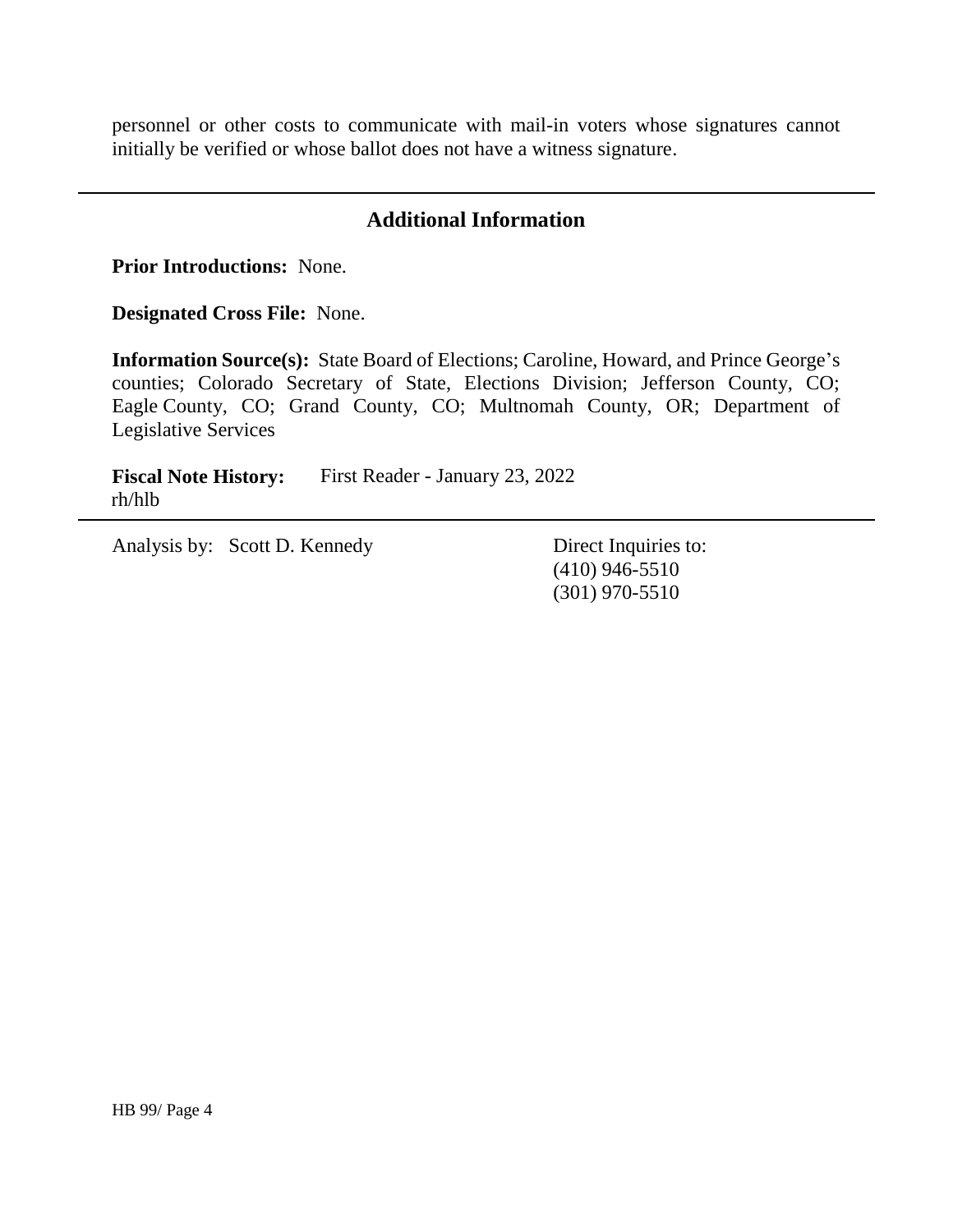personnel or other costs to communicate with mail-in voters whose signatures cannot initially be verified or whose ballot does not have a witness signature.

## Additional Information

**Prior Introductions:** None.

**Designated Cross File:** None.

**Information Source(s):** State Board of Elections; Caroline, Howard, and Prince George's counties; Colorado Secretary of State, Elections Division; Jefferson County, CO; Eagle County, CO; Grand County, CO; Multnomah County, OR; Department of Legislative Services

**Fiscal Note History:** First Reader - January 23, 2022
rh/hlb

Analysis by: Scott D. Kennedy

Direct Inquiries to:
(410) 946-5510
(301) 970-5510